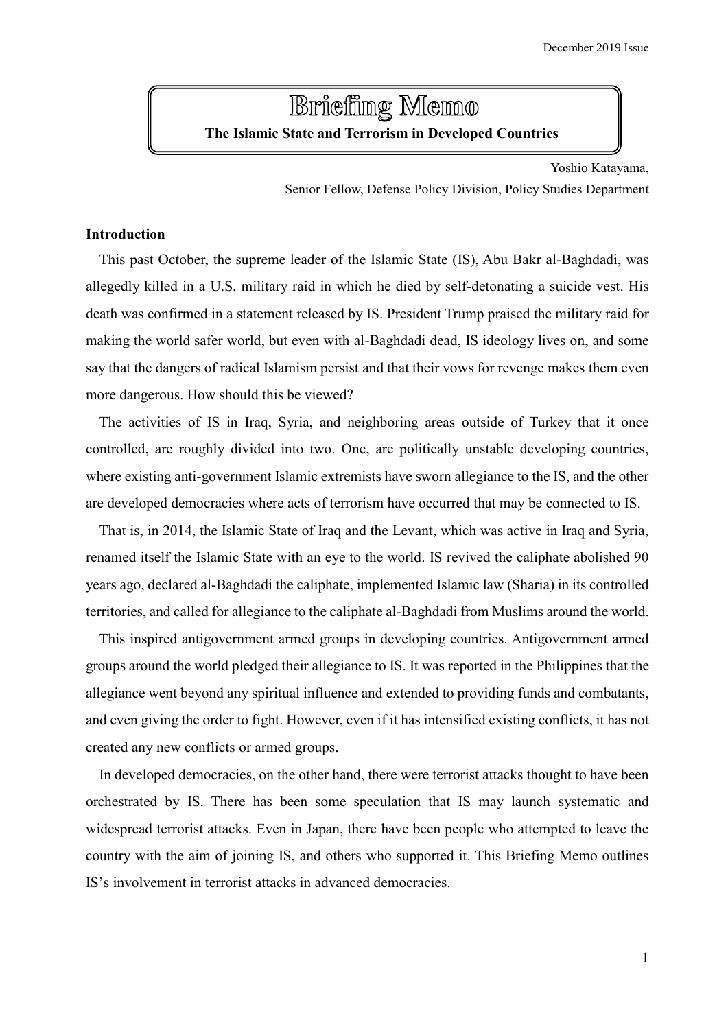# Briefing Memo

**The Islamic State and Terrorism in Developed Countries**

Yoshio Katayama,
Senior Fellow, Defense Policy Division, Policy Studies Department

**Introduction**

This past October, the supreme leader of the Islamic State (IS), Abu Bakr al-Baghdadi, was allegedly killed in a U.S. military raid in which he died by self-detonating a suicide vest. His death was confirmed in a statement released by IS. President Trump praised the military raid for making the world safer world, but even with al-Baghdadi dead, IS ideology lives on, and some say that the dangers of radical Islamism persist and that their vows for revenge makes them even more dangerous. How should this be viewed?

The activities of IS in Iraq, Syria, and neighboring areas outside of Turkey that it once controlled, are roughly divided into two. One, are politically unstable developing countries, where existing anti-government Islamic extremists have sworn allegiance to the IS, and the other are developed democracies where acts of terrorism have occurred that may be connected to IS.

That is, in 2014, the Islamic State of Iraq and the Levant, which was active in Iraq and Syria, renamed itself the Islamic State with an eye to the world. IS revived the caliphate abolished 90 years ago, declared al-Baghdadi the caliphate, implemented Islamic law (Sharia) in its controlled territories, and called for allegiance to the caliphate al-Baghdadi from Muslims around the world.

This inspired antigovernment armed groups in developing countries. Antigovernment armed groups around the world pledged their allegiance to IS. It was reported in the Philippines that the allegiance went beyond any spiritual influence and extended to providing funds and combatants, and even giving the order to fight. However, even if it has intensified existing conflicts, it has not created any new conflicts or armed groups.

In developed democracies, on the other hand, there were terrorist attacks thought to have been orchestrated by IS. There has been some speculation that IS may launch systematic and widespread terrorist attacks. Even in Japan, there have been people who attempted to leave the country with the aim of joining IS, and others who supported it. This Briefing Memo outlines IS's involvement in terrorist attacks in advanced democracies.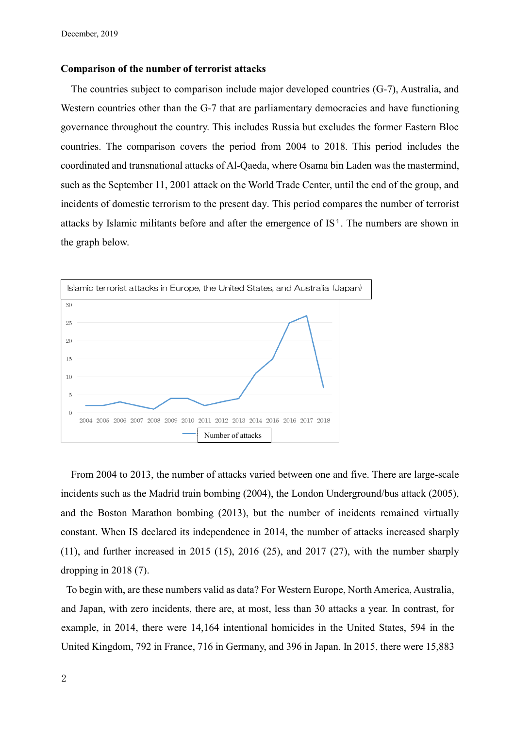**Comparison of the number of terrorist attacks**

The countries subject to comparison include major developed countries (G-7), Australia, and Western countries other than the G-7 that are parliamentary democracies and have functioning governance throughout the country. This includes Russia but excludes the former Eastern Bloc countries. The comparison covers the period from 2004 to 2018. This period includes the coordinated and transnational attacks of Al-Qaeda, where Osama bin Laden was the mastermind, such as the September 11, 2001 attack on the World Trade Center, until the end of the group, and incidents of domestic terrorism to the present day. This period compares the number of terrorist attacks by Islamic militants before and after the emergence of IS[1]. The numbers are shown in the graph below.

Islamic terrorist attacks in Europe, the United States, and Australia (Japan)

| Year | Number of attacks |
|---|---|
| 2004 | 2 |
| 2005 | 2 |
| 2006 | 3 |
| 2007 | 2 |
| 2008 | 1 |
| 2009 | 4 |
| 2010 | 4 |
| 2011 | 2 |
| 2012 | 3 |
| 2013 | 4 |
| 2014 | 11 |
| 2015 | 15 |
| 2016 | 25 |
| 2017 | 27 |
| 2018 | 7 |

From 2004 to 2013, the number of attacks varied between one and five. There are large-scale incidents such as the Madrid train bombing (2004), the London Underground/bus attack (2005), and the Boston Marathon bombing (2013), but the number of incidents remained virtually constant. When IS declared its independence in 2014, the number of attacks increased sharply (11), and further increased in 2015 (15), 2016 (25), and 2017 (27), with the number sharply dropping in 2018 (7).

To begin with, are these numbers valid as data? For Western Europe, North America, Australia, and Japan, with zero incidents, there are, at most, less than 30 attacks a year. In contrast, for example, in 2014, there were 14,164 intentional homicides in the United States, 594 in the United Kingdom, 792 in France, 716 in Germany, and 396 in Japan. In 2015, there were 15,883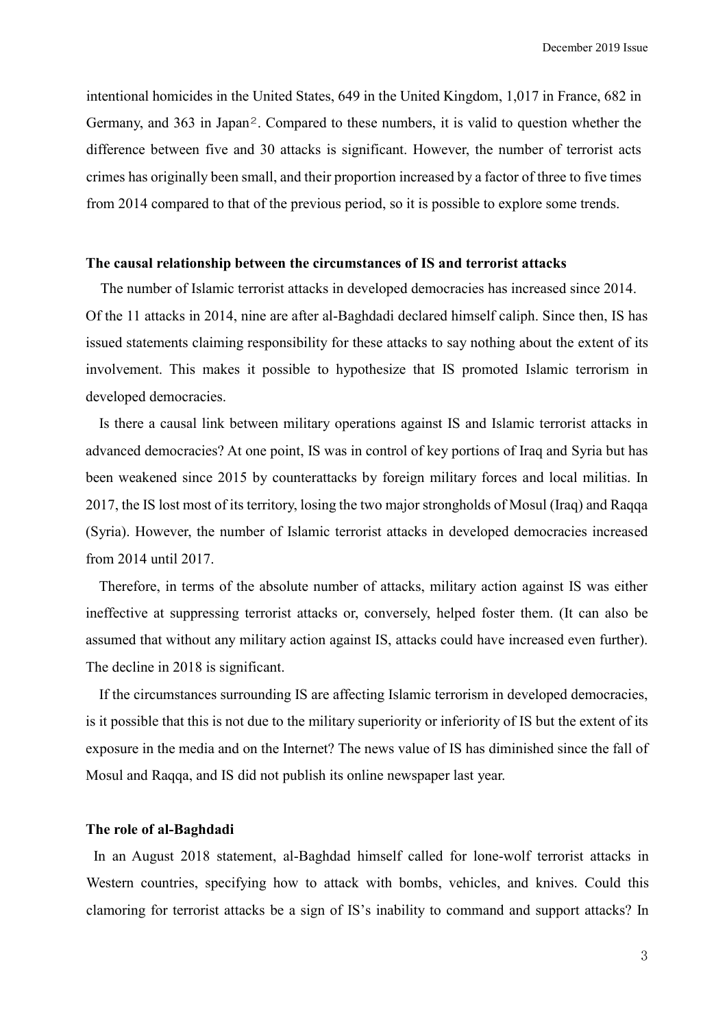intentional homicides in the United States, 649 in the United Kingdom, 1,017 in France, 682 in Germany, and 363 in Japan[2]. Compared to these numbers, it is valid to question whether the difference between five and 30 attacks is significant. However, the number of terrorist acts crimes has originally been small, and their proportion increased by a factor of three to five times from 2014 compared to that of the previous period, so it is possible to explore some trends.

**The causal relationship between the circumstances of IS and terrorist attacks**

The number of Islamic terrorist attacks in developed democracies has increased since 2014. Of the 11 attacks in 2014, nine are after al-Baghdadi declared himself caliph. Since then, IS has issued statements claiming responsibility for these attacks to say nothing about the extent of its involvement. This makes it possible to hypothesize that IS promoted Islamic terrorism in developed democracies.

Is there a causal link between military operations against IS and Islamic terrorist attacks in advanced democracies? At one point, IS was in control of key portions of Iraq and Syria but has been weakened since 2015 by counterattacks by foreign military forces and local militias. In 2017, the IS lost most of its territory, losing the two major strongholds of Mosul (Iraq) and Raqqa (Syria). However, the number of Islamic terrorist attacks in developed democracies increased from 2014 until 2017.

Therefore, in terms of the absolute number of attacks, military action against IS was either ineffective at suppressing terrorist attacks or, conversely, helped foster them. (It can also be assumed that without any military action against IS, attacks could have increased even further). The decline in 2018 is significant.

If the circumstances surrounding IS are affecting Islamic terrorism in developed democracies, is it possible that this is not due to the military superiority or inferiority of IS but the extent of its exposure in the media and on the Internet? The news value of IS has diminished since the fall of Mosul and Raqqa, and IS did not publish its online newspaper last year.

**The role of al-Baghdadi**

In an August 2018 statement, al-Baghdad himself called for lone-wolf terrorist attacks in Western countries, specifying how to attack with bombs, vehicles, and knives. Could this clamoring for terrorist attacks be a sign of IS's inability to command and support attacks? In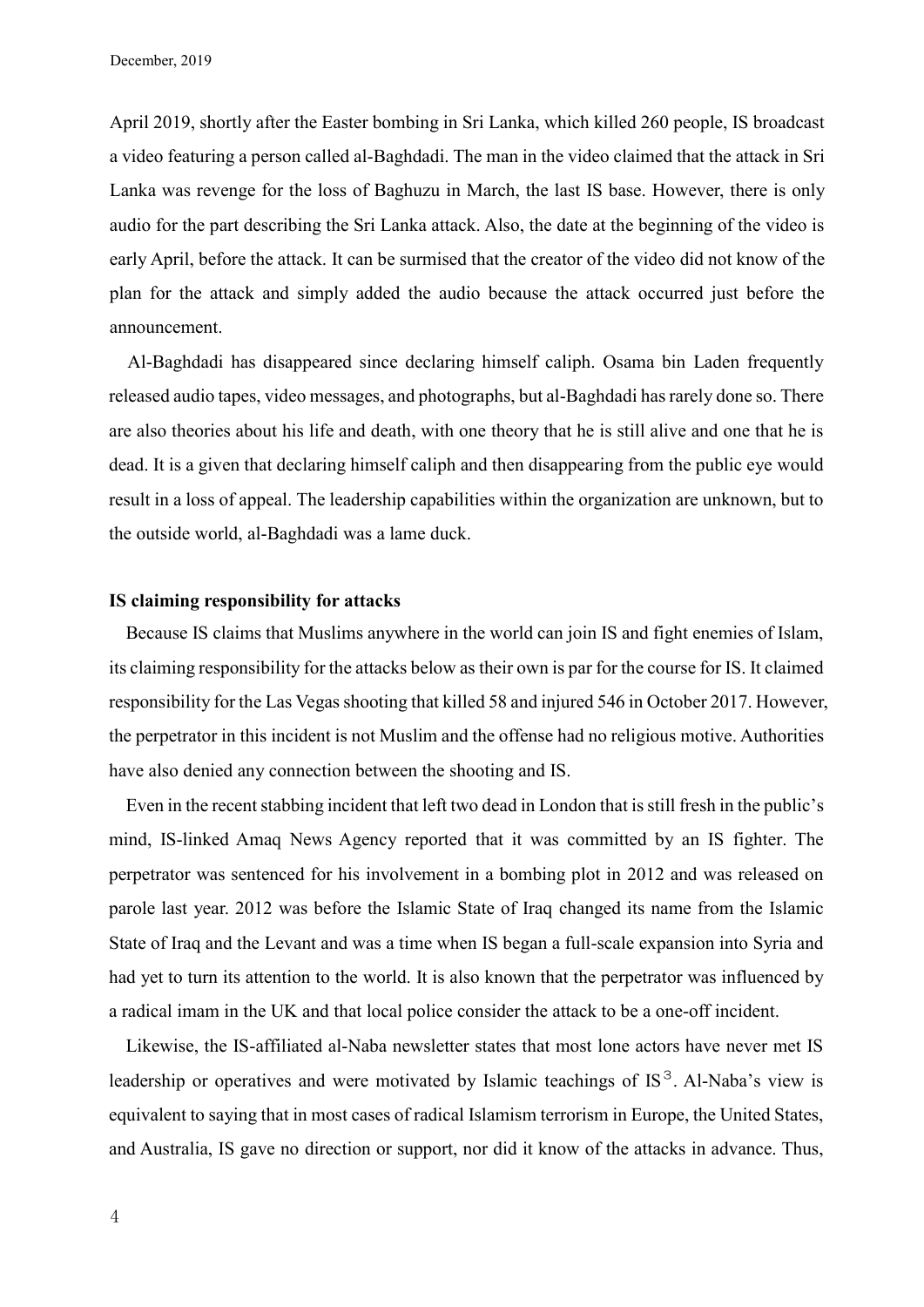April 2019, shortly after the Easter bombing in Sri Lanka, which killed 260 people, IS broadcast a video featuring a person called al-Baghdadi. The man in the video claimed that the attack in Sri Lanka was revenge for the loss of Baghuzu in March, the last IS base. However, there is only audio for the part describing the Sri Lanka attack. Also, the date at the beginning of the video is early April, before the attack. It can be surmised that the creator of the video did not know of the plan for the attack and simply added the audio because the attack occurred just before the announcement.

Al-Baghdadi has disappeared since declaring himself caliph. Osama bin Laden frequently released audio tapes, video messages, and photographs, but al-Baghdadi has rarely done so. There are also theories about his life and death, with one theory that he is still alive and one that he is dead. It is a given that declaring himself caliph and then disappearing from the public eye would result in a loss of appeal. The leadership capabilities within the organization are unknown, but to the outside world, al-Baghdadi was a lame duck.

**IS claiming responsibility for attacks**

Because IS claims that Muslims anywhere in the world can join IS and fight enemies of Islam, its claiming responsibility for the attacks below as their own is par for the course for IS. It claimed responsibility for the Las Vegas shooting that killed 58 and injured 546 in October 2017. However, the perpetrator in this incident is not Muslim and the offense had no religious motive. Authorities have also denied any connection between the shooting and IS.

Even in the recent stabbing incident that left two dead in London that is still fresh in the public's mind, IS-linked Amaq News Agency reported that it was committed by an IS fighter. The perpetrator was sentenced for his involvement in a bombing plot in 2012 and was released on parole last year. 2012 was before the Islamic State of Iraq changed its name from the Islamic State of Iraq and the Levant and was a time when IS began a full-scale expansion into Syria and had yet to turn its attention to the world. It is also known that the perpetrator was influenced by a radical imam in the UK and that local police consider the attack to be a one-off incident.

Likewise, the IS-affiliated al-Naba newsletter states that most lone actors have never met IS leadership or operatives and were motivated by Islamic teachings of IS[3]. Al-Naba's view is equivalent to saying that in most cases of radical Islamism terrorism in Europe, the United States, and Australia, IS gave no direction or support, nor did it know of the attacks in advance. Thus,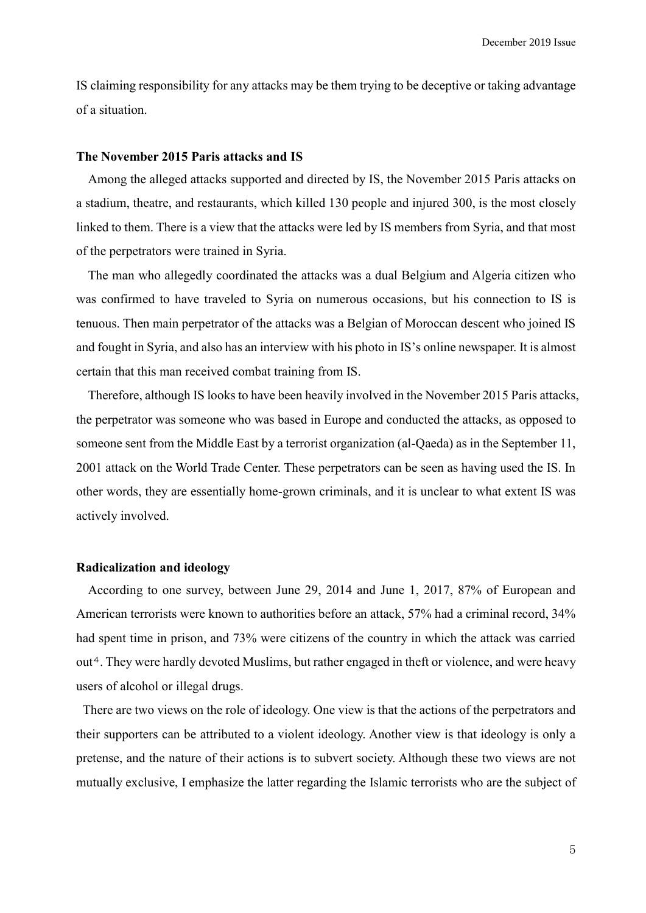IS claiming responsibility for any attacks may be them trying to be deceptive or taking advantage of a situation.

### The November 2015 Paris attacks and IS

Among the alleged attacks supported and directed by IS, the November 2015 Paris attacks on a stadium, theatre, and restaurants, which killed 130 people and injured 300, is the most closely linked to them. There is a view that the attacks were led by IS members from Syria, and that most of the perpetrators were trained in Syria.

The man who allegedly coordinated the attacks was a dual Belgium and Algeria citizen who was confirmed to have traveled to Syria on numerous occasions, but his connection to IS is tenuous. Then main perpetrator of the attacks was a Belgian of Moroccan descent who joined IS and fought in Syria, and also has an interview with his photo in IS's online newspaper. It is almost certain that this man received combat training from IS.

Therefore, although IS looks to have been heavily involved in the November 2015 Paris attacks, the perpetrator was someone who was based in Europe and conducted the attacks, as opposed to someone sent from the Middle East by a terrorist organization (al-Qaeda) as in the September 11, 2001 attack on the World Trade Center. These perpetrators can be seen as having used the IS. In other words, they are essentially home-grown criminals, and it is unclear to what extent IS was actively involved.

### Radicalization and ideology

According to one survey, between June 29, 2014 and June 1, 2017, 87% of European and American terrorists were known to authorities before an attack, 57% had a criminal record, 34% had spent time in prison, and 73% were citizens of the country in which the attack was carried out[4]. They were hardly devoted Muslims, but rather engaged in theft or violence, and were heavy users of alcohol or illegal drugs.

There are two views on the role of ideology. One view is that the actions of the perpetrators and their supporters can be attributed to a violent ideology. Another view is that ideology is only a pretense, and the nature of their actions is to subvert society. Although these two views are not mutually exclusive, I emphasize the latter regarding the Islamic terrorists who are the subject of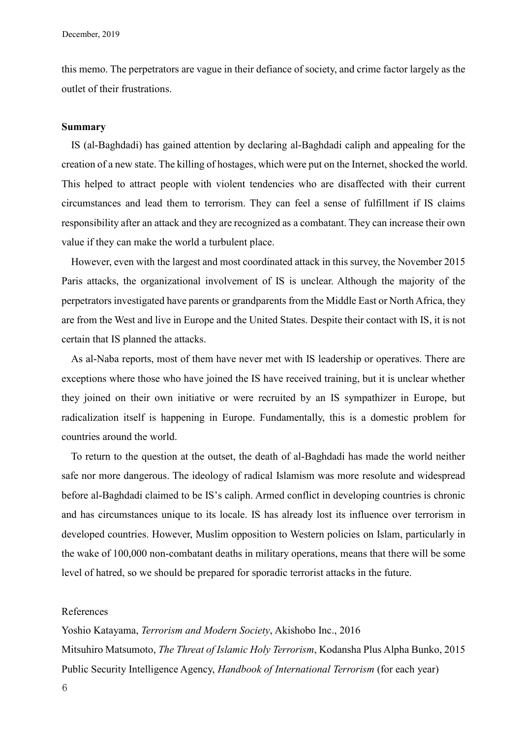this memo. The perpetrators are vague in their defiance of society, and crime factor largely as the outlet of their frustrations.

**Summary**

IS (al-Baghdadi) has gained attention by declaring al-Baghdadi caliph and appealing for the creation of a new state. The killing of hostages, which were put on the Internet, shocked the world. This helped to attract people with violent tendencies who are disaffected with their current circumstances and lead them to terrorism. They can feel a sense of fulfillment if IS claims responsibility after an attack and they are recognized as a combatant. They can increase their own value if they can make the world a turbulent place.

However, even with the largest and most coordinated attack in this survey, the November 2015 Paris attacks, the organizational involvement of IS is unclear. Although the majority of the perpetrators investigated have parents or grandparents from the Middle East or North Africa, they are from the West and live in Europe and the United States. Despite their contact with IS, it is not certain that IS planned the attacks.

As al-Naba reports, most of them have never met with IS leadership or operatives. There are exceptions where those who have joined the IS have received training, but it is unclear whether they joined on their own initiative or were recruited by an IS sympathizer in Europe, but radicalization itself is happening in Europe. Fundamentally, this is a domestic problem for countries around the world.

To return to the question at the outset, the death of al-Baghdadi has made the world neither safe nor more dangerous. The ideology of radical Islamism was more resolute and widespread before al-Baghdadi claimed to be IS's caliph. Armed conflict in developing countries is chronic and has circumstances unique to its locale. IS has already lost its influence over terrorism in developed countries. However, Muslim opposition to Western policies on Islam, particularly in the wake of 100,000 non-combatant deaths in military operations, means that there will be some level of hatred, so we should be prepared for sporadic terrorist attacks in the future.

References

Yoshio Katayama, *Terrorism and Modern Society*, Akishobo Inc., 2016

Mitsuhiro Matsumoto, *The Threat of Islamic Holy Terrorism*, Kodansha Plus Alpha Bunko, 2015

Public Security Intelligence Agency, *Handbook of International Terrorism* (for each year)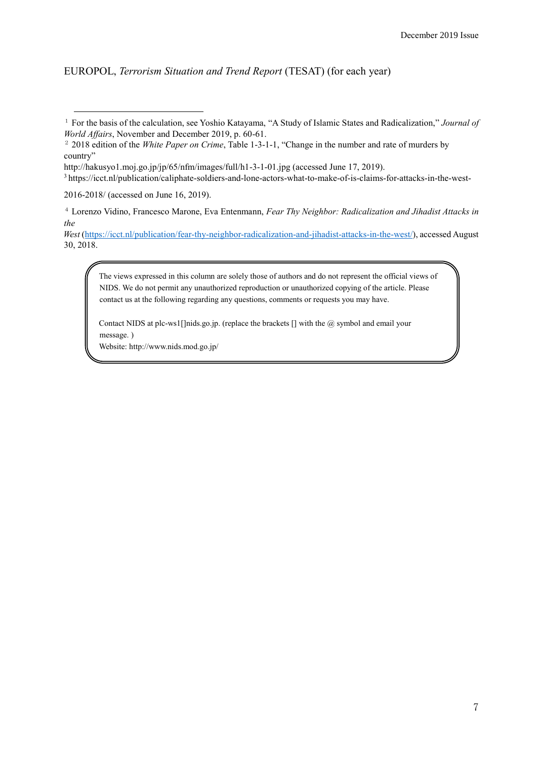EUROPOL, *Terrorism Situation and Trend Report* (TESAT) (for each year)

---

[1] For the basis of the calculation, see Yoshio Katayama, "A Study of Islamic States and Radicalization," *Journal of World Affairs*, November and December 2019, p. 60-61.

[2] 2018 edition of the *White Paper on Crime*, Table 1-3-1-1, "Change in the number and rate of murders by country"
http://hakusyo1.moj.go.jp/jp/65/nfm/images/full/h1-3-1-01.jpg (accessed June 17, 2019).

[3] https://icct.nl/publication/caliphate-soldiers-and-lone-actors-what-to-make-of-is-claims-for-attacks-in-the-west-2016-2018/ (accessed on June 16, 2019).

[4] Lorenzo Vidino, Francesco Marone, Eva Entenmann, *Fear Thy Neighbor: Radicalization and Jihadist Attacks in the West* (https://icct.nl/publication/fear-thy-neighbor-radicalization-and-jihadist-attacks-in-the-west/), accessed August 30, 2018.

> The views expressed in this column are solely those of authors and do not represent the official views of NIDS. We do not permit any unauthorized reproduction or unauthorized copying of the article. Please contact us at the following regarding any questions, comments or requests you may have.
>
> Contact NIDS at plc-ws1[]nids.go.jp. (replace the brackets [] with the @ symbol and email your message. )
> Website: http://www.nids.mod.go.jp/